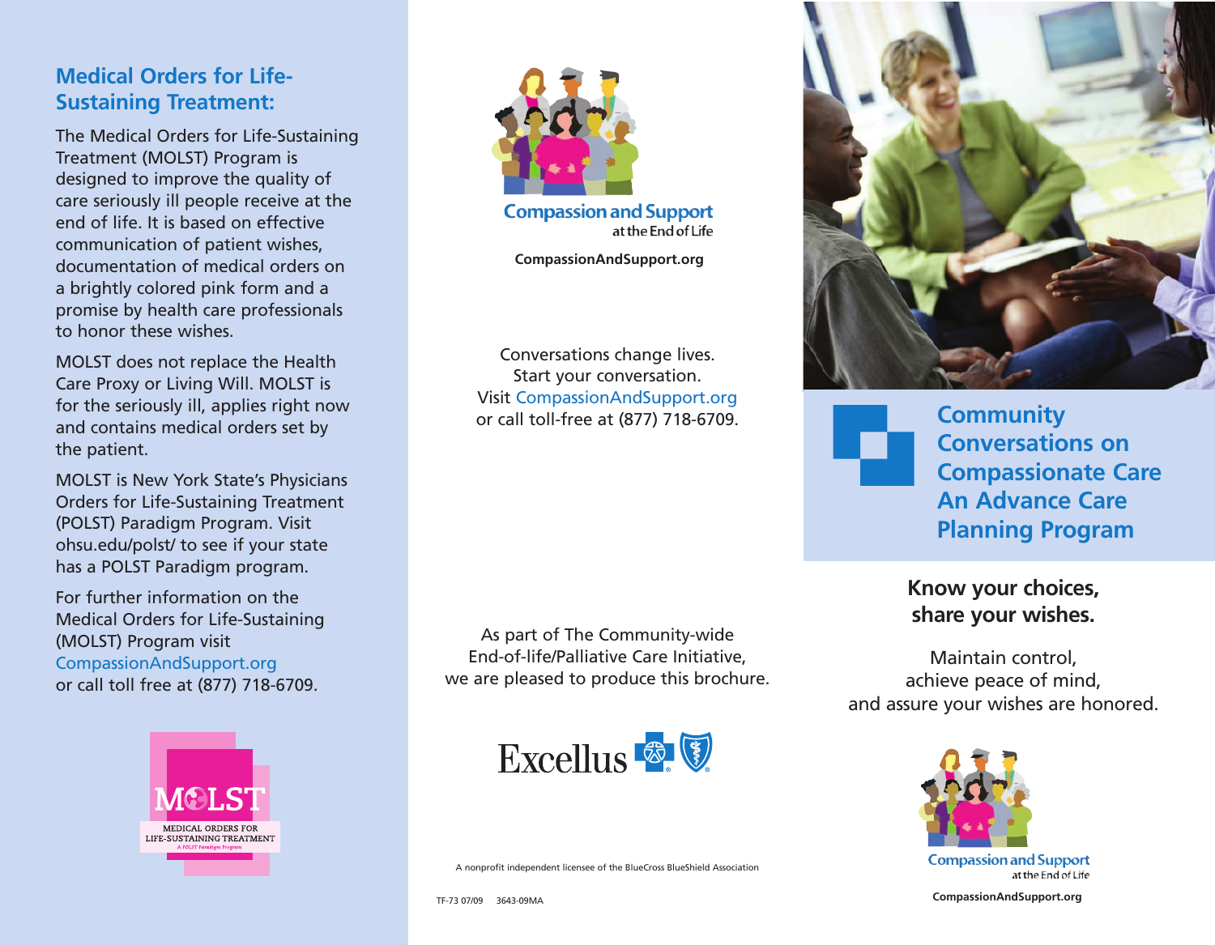## Medical Orders for Life-Sustaining Treatment:

The Medical Orders for Life-Sustaining Treatment (MOLST) Program is designed to improve the quality of care seriously ill people receive at the end of life. It is based on effective communication of patient wishes, documentation of medical orders on a brightly colored pink form and a promise by health care professionals to honor these wishes.

MOLST does not replace the Health Care Proxy or Living Will. MOLST is for the seriously ill, applies right now and contains medical orders set by the patient.

MOLST is New York State's Physicians Orders for Life-Sustaining Treatment (POLST) Paradigm Program. Visit ohsu.edu/polst/ to see if your state has a POLST Paradigm program.

For further information on the Medical Orders for Life-Sustaining (MOLST) Program visit CompassionAndSupport.org or call toll free at (877) 718-6709.

MOLST
MEDICAL ORDERS FOR LIFE-SUSTAINING TREATMENT
A POLST Paradigm Program

Compassion and Support at the End of Life

**CompassionAndSupport.org**

Conversations change lives.
Start your conversation.
Visit CompassionAndSupport.org
or call toll-free at (877) 718-6709.

As part of The Community-wide End-of-life/Palliative Care Initiative, we are pleased to produce this brochure.

Excellus

A nonprofit independent licensee of the BlueCross BlueShield Association

TF-73 07/09 3643-09MA

# Community Conversations on Compassionate Care An Advance Care Planning Program

**Know your choices, share your wishes.**

Maintain control,
achieve peace of mind,
and assure your wishes are honored.

Compassion and Support at the End of Life

**CompassionAndSupport.org**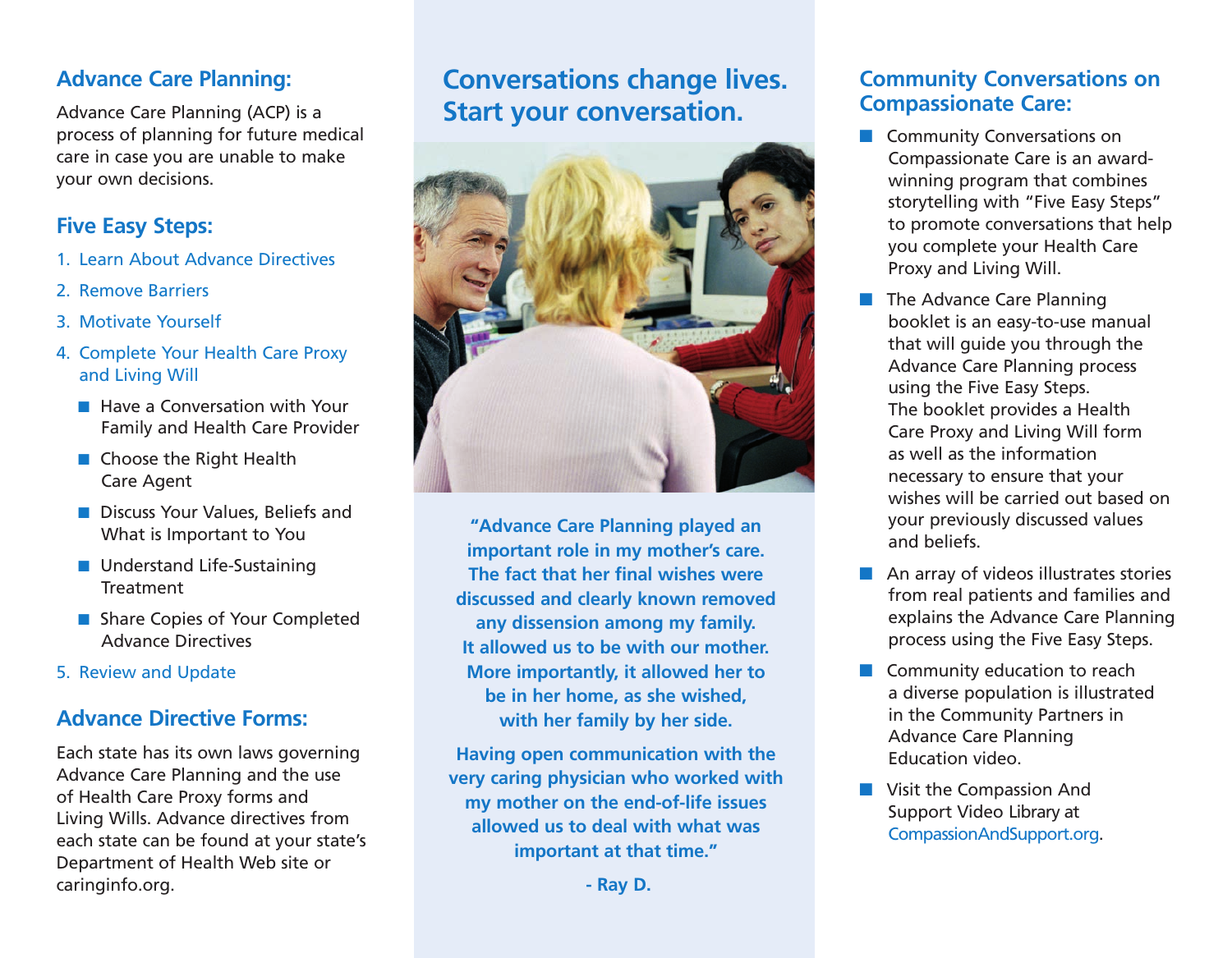## Advance Care Planning:

Advance Care Planning (ACP) is a process of planning for future medical care in case you are unable to make your own decisions.

## Five Easy Steps:

1. Learn About Advance Directives
2. Remove Barriers
3. Motivate Yourself
4. Complete Your Health Care Proxy and Living Will
   - Have a Conversation with Your Family and Health Care Provider
   - Choose the Right Health Care Agent
   - Discuss Your Values, Beliefs and What is Important to You
   - Understand Life-Sustaining Treatment
   - Share Copies of Your Completed Advance Directives
5. Review and Update

## Advance Directive Forms:

Each state has its own laws governing Advance Care Planning and the use of Health Care Proxy forms and Living Wills. Advance directives from each state can be found at your state's Department of Health Web site or caringinfo.org.

## Conversations change lives. Start your conversation.

**"Advance Care Planning played an important role in my mother's care. The fact that her final wishes were discussed and clearly known removed any dissension among my family. It allowed us to be with our mother. More importantly, it allowed her to be in her home, as she wished, with her family by her side.**

**Having open communication with the very caring physician who worked with my mother on the end-of-life issues allowed us to deal with what was important at that time."**

**- Ray D.**

## Community Conversations on Compassionate Care:

- Community Conversations on Compassionate Care is an award-winning program that combines storytelling with "Five Easy Steps" to promote conversations that help you complete your Health Care Proxy and Living Will.
- The Advance Care Planning booklet is an easy-to-use manual that will guide you through the Advance Care Planning process using the Five Easy Steps. The booklet provides a Health Care Proxy and Living Will form as well as the information necessary to ensure that your wishes will be carried out based on your previously discussed values and beliefs.
- An array of videos illustrates stories from real patients and families and explains the Advance Care Planning process using the Five Easy Steps.
- Community education to reach a diverse population is illustrated in the Community Partners in Advance Care Planning Education video.
- Visit the Compassion And Support Video Library at CompassionAndSupport.org.